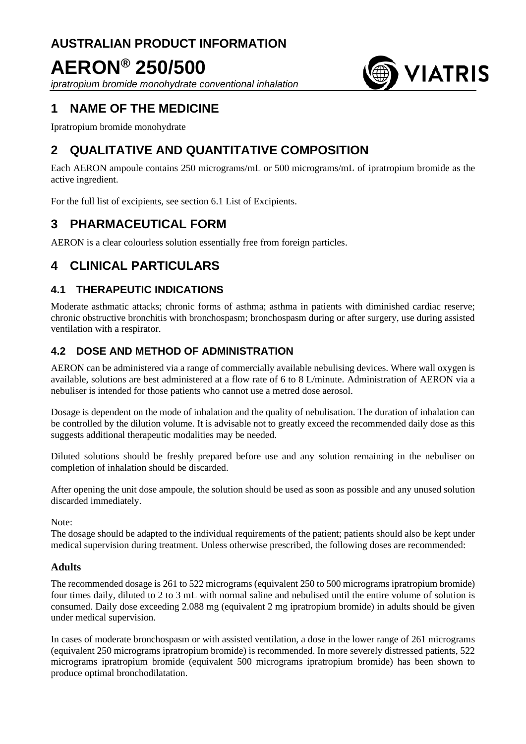# AUSTRALIAN PRODUCT INFORMATION

# AERON® 250/500

*ipratropium bromide monohydrate conventional inhalation*

## 1 NAME OF THE MEDICINE

Ipratropium bromide monohydrate

## 2 QUALITATIVE AND QUANTITATIVE COMPOSITION

Each AERON ampoule contains 250 micrograms/mL or 500 micrograms/mL of ipratropium bromide as the active ingredient.

For the full list of excipients, see section 6.1 List of Excipients.

## 3 PHARMACEUTICAL FORM

AERON is a clear colourless solution essentially free from foreign particles.

## 4 CLINICAL PARTICULARS

### 4.1 THERAPEUTIC INDICATIONS

Moderate asthmatic attacks; chronic forms of asthma; asthma in patients with diminished cardiac reserve; chronic obstructive bronchitis with bronchospasm; bronchospasm during or after surgery, use during assisted ventilation with a respirator.

### 4.2 DOSE AND METHOD OF ADMINISTRATION

AERON can be administered via a range of commercially available nebulising devices. Where wall oxygen is available, solutions are best administered at a flow rate of 6 to 8 L/minute. Administration of AERON via a nebuliser is intended for those patients who cannot use a metred dose aerosol.

Dosage is dependent on the mode of inhalation and the quality of nebulisation. The duration of inhalation can be controlled by the dilution volume. It is advisable not to greatly exceed the recommended daily dose as this suggests additional therapeutic modalities may be needed.

Diluted solutions should be freshly prepared before use and any solution remaining in the nebuliser on completion of inhalation should be discarded.

After opening the unit dose ampoule, the solution should be used as soon as possible and any unused solution discarded immediately.

Note:
The dosage should be adapted to the individual requirements of the patient; patients should also be kept under medical supervision during treatment. Unless otherwise prescribed, the following doses are recommended:

#### Adults

The recommended dosage is 261 to 522 micrograms (equivalent 250 to 500 micrograms ipratropium bromide) four times daily, diluted to 2 to 3 mL with normal saline and nebulised until the entire volume of solution is consumed. Daily dose exceeding 2.088 mg (equivalent 2 mg ipratropium bromide) in adults should be given under medical supervision.

In cases of moderate bronchospasm or with assisted ventilation, a dose in the lower range of 261 micrograms (equivalent 250 micrograms ipratropium bromide) is recommended. In more severely distressed patients, 522 micrograms ipratropium bromide (equivalent 500 micrograms ipratropium bromide) has been shown to produce optimal bronchodilatation.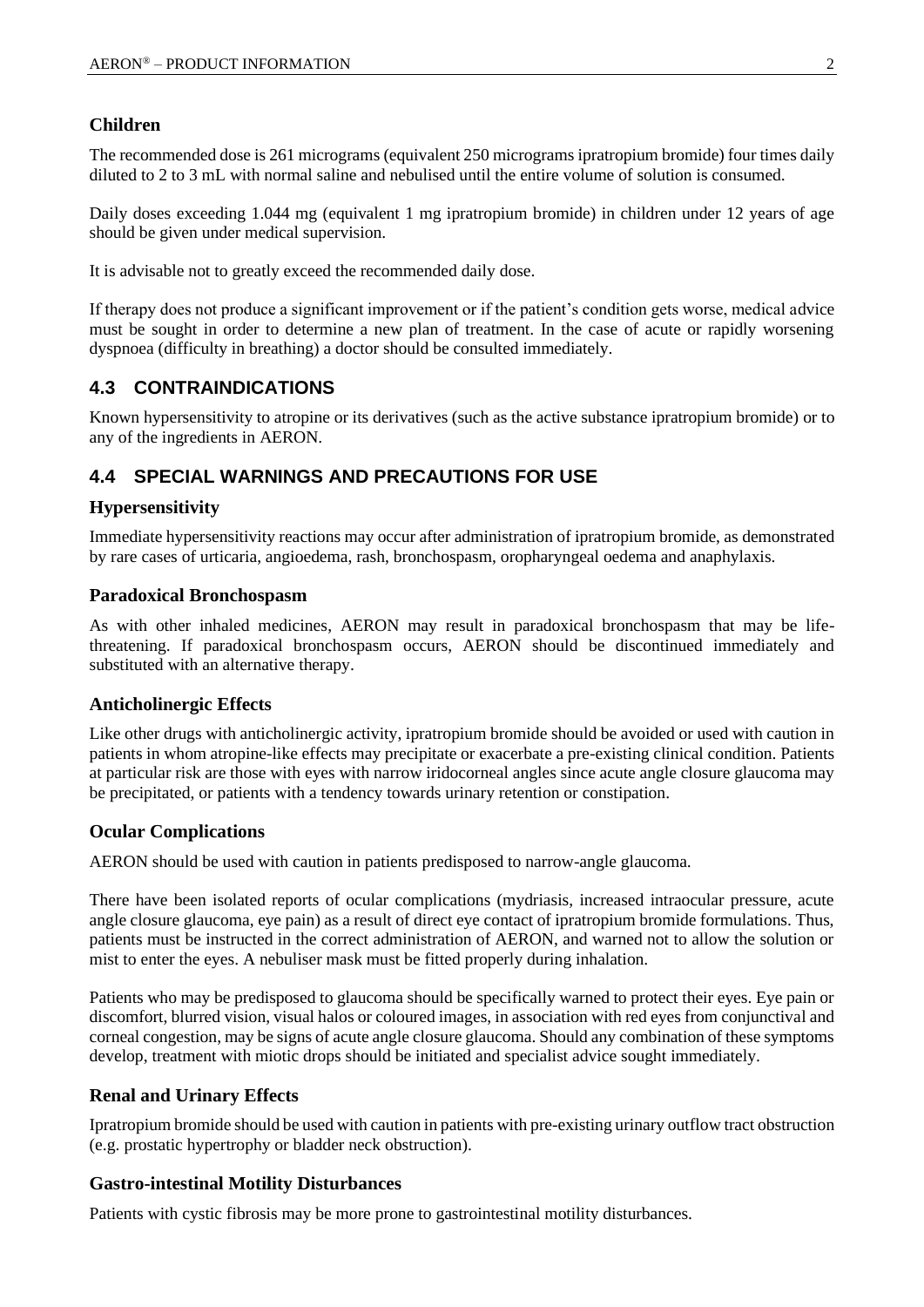### Children

The recommended dose is 261 micrograms (equivalent 250 micrograms ipratropium bromide) four times daily diluted to 2 to 3 mL with normal saline and nebulised until the entire volume of solution is consumed.

Daily doses exceeding 1.044 mg (equivalent 1 mg ipratropium bromide) in children under 12 years of age should be given under medical supervision.

It is advisable not to greatly exceed the recommended daily dose.

If therapy does not produce a significant improvement or if the patient's condition gets worse, medical advice must be sought in order to determine a new plan of treatment. In the case of acute or rapidly worsening dyspnoea (difficulty in breathing) a doctor should be consulted immediately.

## 4.3 CONTRAINDICATIONS

Known hypersensitivity to atropine or its derivatives (such as the active substance ipratropium bromide) or to any of the ingredients in AERON.

## 4.4 SPECIAL WARNINGS AND PRECAUTIONS FOR USE

### Hypersensitivity

Immediate hypersensitivity reactions may occur after administration of ipratropium bromide, as demonstrated by rare cases of urticaria, angioedema, rash, bronchospasm, oropharyngeal oedema and anaphylaxis.

### Paradoxical Bronchospasm

As with other inhaled medicines, AERON may result in paradoxical bronchospasm that may be life-threatening. If paradoxical bronchospasm occurs, AERON should be discontinued immediately and substituted with an alternative therapy.

### Anticholinergic Effects

Like other drugs with anticholinergic activity, ipratropium bromide should be avoided or used with caution in patients in whom atropine-like effects may precipitate or exacerbate a pre-existing clinical condition. Patients at particular risk are those with eyes with narrow iridocorneal angles since acute angle closure glaucoma may be precipitated, or patients with a tendency towards urinary retention or constipation.

### Ocular Complications

AERON should be used with caution in patients predisposed to narrow-angle glaucoma.

There have been isolated reports of ocular complications (mydriasis, increased intraocular pressure, acute angle closure glaucoma, eye pain) as a result of direct eye contact of ipratropium bromide formulations. Thus, patients must be instructed in the correct administration of AERON, and warned not to allow the solution or mist to enter the eyes. A nebuliser mask must be fitted properly during inhalation.

Patients who may be predisposed to glaucoma should be specifically warned to protect their eyes. Eye pain or discomfort, blurred vision, visual halos or coloured images, in association with red eyes from conjunctival and corneal congestion, may be signs of acute angle closure glaucoma. Should any combination of these symptoms develop, treatment with miotic drops should be initiated and specialist advice sought immediately.

### Renal and Urinary Effects

Ipratropium bromide should be used with caution in patients with pre-existing urinary outflow tract obstruction (e.g. prostatic hypertrophy or bladder neck obstruction).

### Gastro-intestinal Motility Disturbances

Patients with cystic fibrosis may be more prone to gastrointestinal motility disturbances.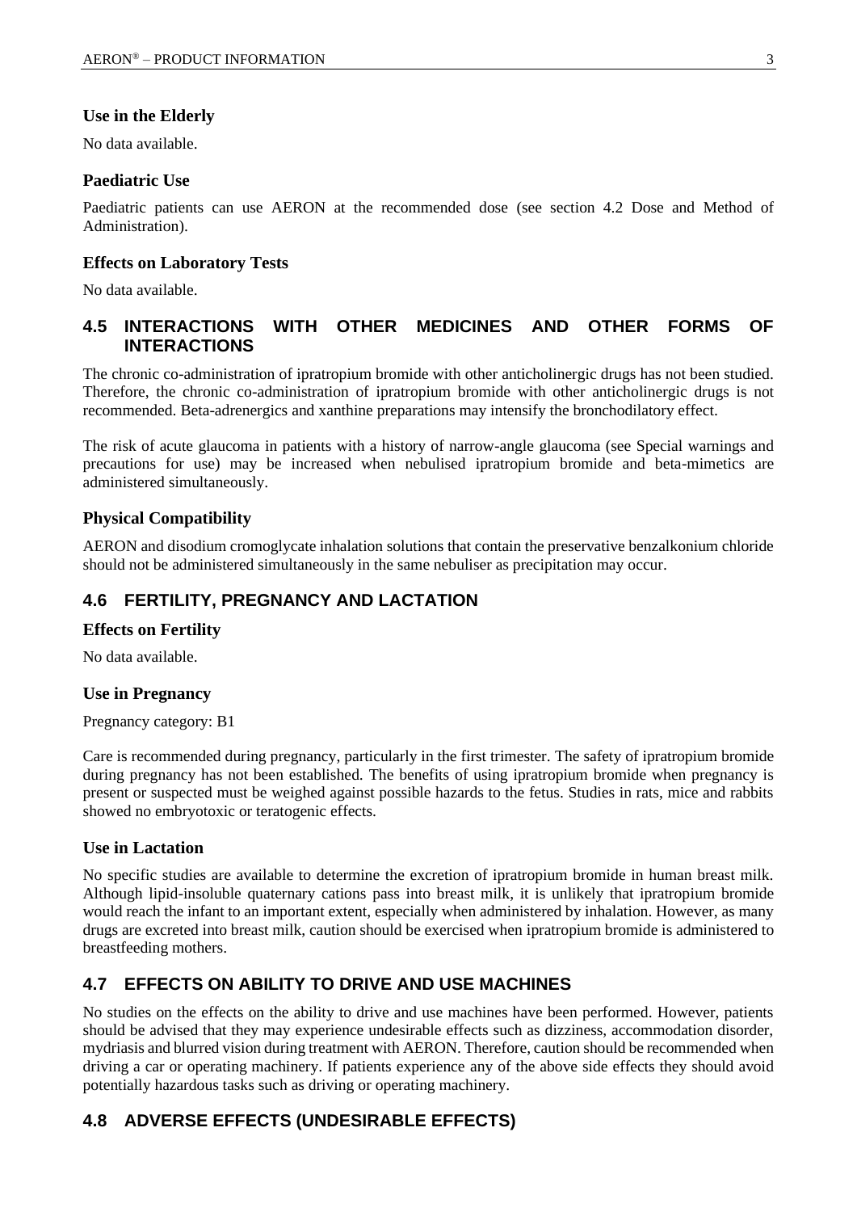### Use in the Elderly

No data available.

### Paediatric Use

Paediatric patients can use AERON at the recommended dose (see section 4.2 Dose and Method of Administration).

### Effects on Laboratory Tests

No data available.

## 4.5 INTERACTIONS WITH OTHER MEDICINES AND OTHER FORMS OF INTERACTIONS

The chronic co-administration of ipratropium bromide with other anticholinergic drugs has not been studied. Therefore, the chronic co-administration of ipratropium bromide with other anticholinergic drugs is not recommended. Beta-adrenergics and xanthine preparations may intensify the bronchodilatory effect.

The risk of acute glaucoma in patients with a history of narrow-angle glaucoma (see Special warnings and precautions for use) may be increased when nebulised ipratropium bromide and beta-mimetics are administered simultaneously.

### Physical Compatibility

AERON and disodium cromoglycate inhalation solutions that contain the preservative benzalkonium chloride should not be administered simultaneously in the same nebuliser as precipitation may occur.

## 4.6 FERTILITY, PREGNANCY AND LACTATION

### Effects on Fertility

No data available.

### Use in Pregnancy

Pregnancy category: B1

Care is recommended during pregnancy, particularly in the first trimester. The safety of ipratropium bromide during pregnancy has not been established. The benefits of using ipratropium bromide when pregnancy is present or suspected must be weighed against possible hazards to the fetus. Studies in rats, mice and rabbits showed no embryotoxic or teratogenic effects.

### Use in Lactation

No specific studies are available to determine the excretion of ipratropium bromide in human breast milk. Although lipid-insoluble quaternary cations pass into breast milk, it is unlikely that ipratropium bromide would reach the infant to an important extent, especially when administered by inhalation. However, as many drugs are excreted into breast milk, caution should be exercised when ipratropium bromide is administered to breastfeeding mothers.

## 4.7 EFFECTS ON ABILITY TO DRIVE AND USE MACHINES

No studies on the effects on the ability to drive and use machines have been performed. However, patients should be advised that they may experience undesirable effects such as dizziness, accommodation disorder, mydriasis and blurred vision during treatment with AERON. Therefore, caution should be recommended when driving a car or operating machinery. If patients experience any of the above side effects they should avoid potentially hazardous tasks such as driving or operating machinery.

## 4.8 ADVERSE EFFECTS (UNDESIRABLE EFFECTS)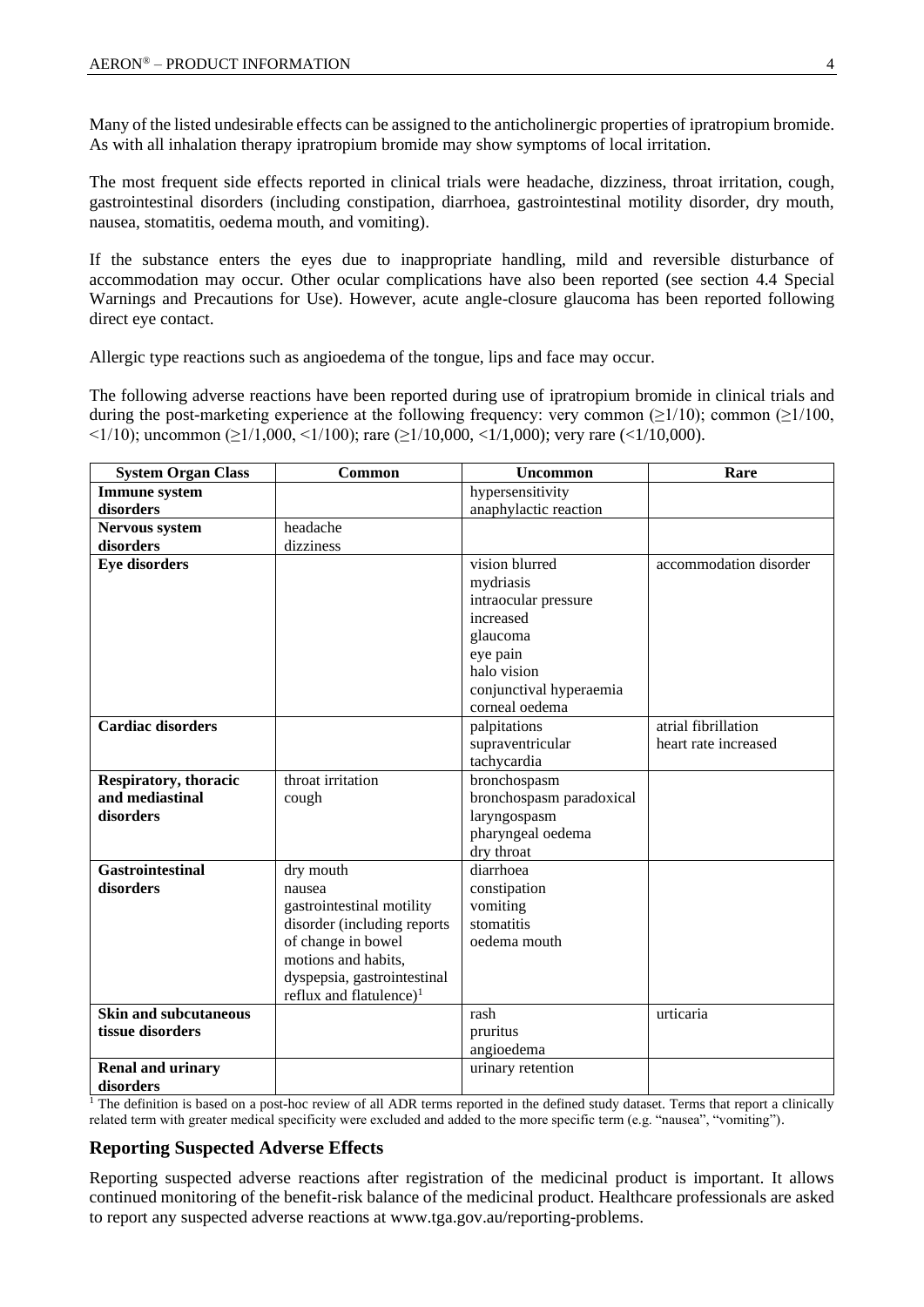Many of the listed undesirable effects can be assigned to the anticholinergic properties of ipratropium bromide. As with all inhalation therapy ipratropium bromide may show symptoms of local irritation.

The most frequent side effects reported in clinical trials were headache, dizziness, throat irritation, cough, gastrointestinal disorders (including constipation, diarrhoea, gastrointestinal motility disorder, dry mouth, nausea, stomatitis, oedema mouth, and vomiting).

If the substance enters the eyes due to inappropriate handling, mild and reversible disturbance of accommodation may occur. Other ocular complications have also been reported (see section 4.4 Special Warnings and Precautions for Use). However, acute angle-closure glaucoma has been reported following direct eye contact.

Allergic type reactions such as angioedema of the tongue, lips and face may occur.

The following adverse reactions have been reported during use of ipratropium bromide in clinical trials and during the post-marketing experience at the following frequency: very common (≥1/10); common (≥1/100, <1/10); uncommon (≥1/1,000, <1/100); rare (≥1/10,000, <1/1,000); very rare (<1/10,000).

| System Organ Class | Common | Uncommon | Rare |
|---|---|---|---|
| **Immune system disorders** | | hypersensitivity<br>anaphylactic reaction | |
| **Nervous system disorders** | headache<br>dizziness | | |
| **Eye disorders** | | vision blurred<br>mydriasis<br>intraocular pressure increased<br>glaucoma<br>eye pain<br>halo vision<br>conjunctival hyperaemia<br>corneal oedema | accommodation disorder |
| **Cardiac disorders** | | palpitations<br>supraventricular tachycardia | atrial fibrillation<br>heart rate increased |
| **Respiratory, thoracic and mediastinal disorders** | throat irritation<br>cough | bronchospasm<br>bronchospasm paradoxical<br>laryngospasm<br>pharyngeal oedema<br>dry throat | |
| **Gastrointestinal disorders** | dry mouth<br>nausea<br>gastrointestinal motility disorder (including reports of change in bowel motions and habits, dyspepsia, gastrointestinal reflux and flatulence)[1] | diarrhoea<br>constipation<br>vomiting<br>stomatitis<br>oedema mouth | |
| **Skin and subcutaneous tissue disorders** | | rash<br>pruritus<br>angioedema | urticaria |
| **Renal and urinary disorders** | | urinary retention | |

[1] The definition is based on a post-hoc review of all ADR terms reported in the defined study dataset. Terms that report a clinically related term with greater medical specificity were excluded and added to the more specific term (e.g. "nausea", "vomiting").

### Reporting Suspected Adverse Effects

Reporting suspected adverse reactions after registration of the medicinal product is important. It allows continued monitoring of the benefit-risk balance of the medicinal product. Healthcare professionals are asked to report any suspected adverse reactions at www.tga.gov.au/reporting-problems.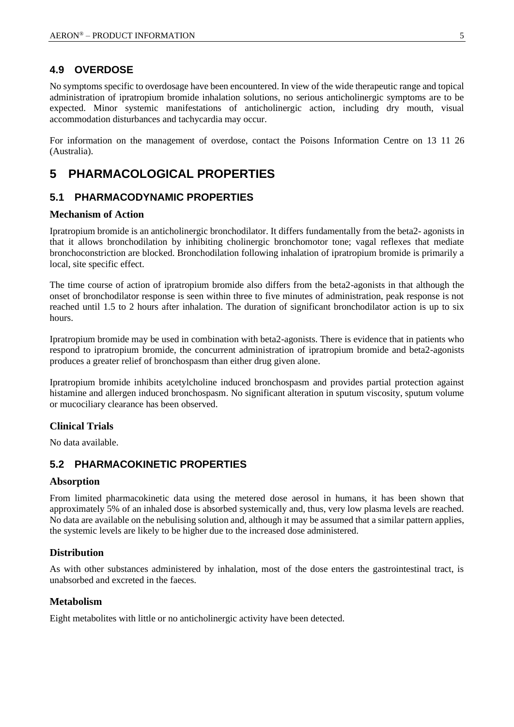## 4.9 OVERDOSE

No symptoms specific to overdosage have been encountered. In view of the wide therapeutic range and topical administration of ipratropium bromide inhalation solutions, no serious anticholinergic symptoms are to be expected. Minor systemic manifestations of anticholinergic action, including dry mouth, visual accommodation disturbances and tachycardia may occur.

For information on the management of overdose, contact the Poisons Information Centre on 13 11 26 (Australia).

# 5 PHARMACOLOGICAL PROPERTIES

## 5.1 PHARMACODYNAMIC PROPERTIES

### Mechanism of Action

Ipratropium bromide is an anticholinergic bronchodilator. It differs fundamentally from the beta2- agonists in that it allows bronchodilation by inhibiting cholinergic bronchomotor tone; vagal reflexes that mediate bronchoconstriction are blocked. Bronchodilation following inhalation of ipratropium bromide is primarily a local, site specific effect.

The time course of action of ipratropium bromide also differs from the beta2-agonists in that although the onset of bronchodilator response is seen within three to five minutes of administration, peak response is not reached until 1.5 to 2 hours after inhalation. The duration of significant bronchodilator action is up to six hours.

Ipratropium bromide may be used in combination with beta2-agonists. There is evidence that in patients who respond to ipratropium bromide, the concurrent administration of ipratropium bromide and beta2-agonists produces a greater relief of bronchospasm than either drug given alone.

Ipratropium bromide inhibits acetylcholine induced bronchospasm and provides partial protection against histamine and allergen induced bronchospasm. No significant alteration in sputum viscosity, sputum volume or mucociliary clearance has been observed.

### Clinical Trials

No data available.

## 5.2 PHARMACOKINETIC PROPERTIES

### Absorption

From limited pharmacokinetic data using the metered dose aerosol in humans, it has been shown that approximately 5% of an inhaled dose is absorbed systemically and, thus, very low plasma levels are reached. No data are available on the nebulising solution and, although it may be assumed that a similar pattern applies, the systemic levels are likely to be higher due to the increased dose administered.

### Distribution

As with other substances administered by inhalation, most of the dose enters the gastrointestinal tract, is unabsorbed and excreted in the faeces.

### Metabolism

Eight metabolites with little or no anticholinergic activity have been detected.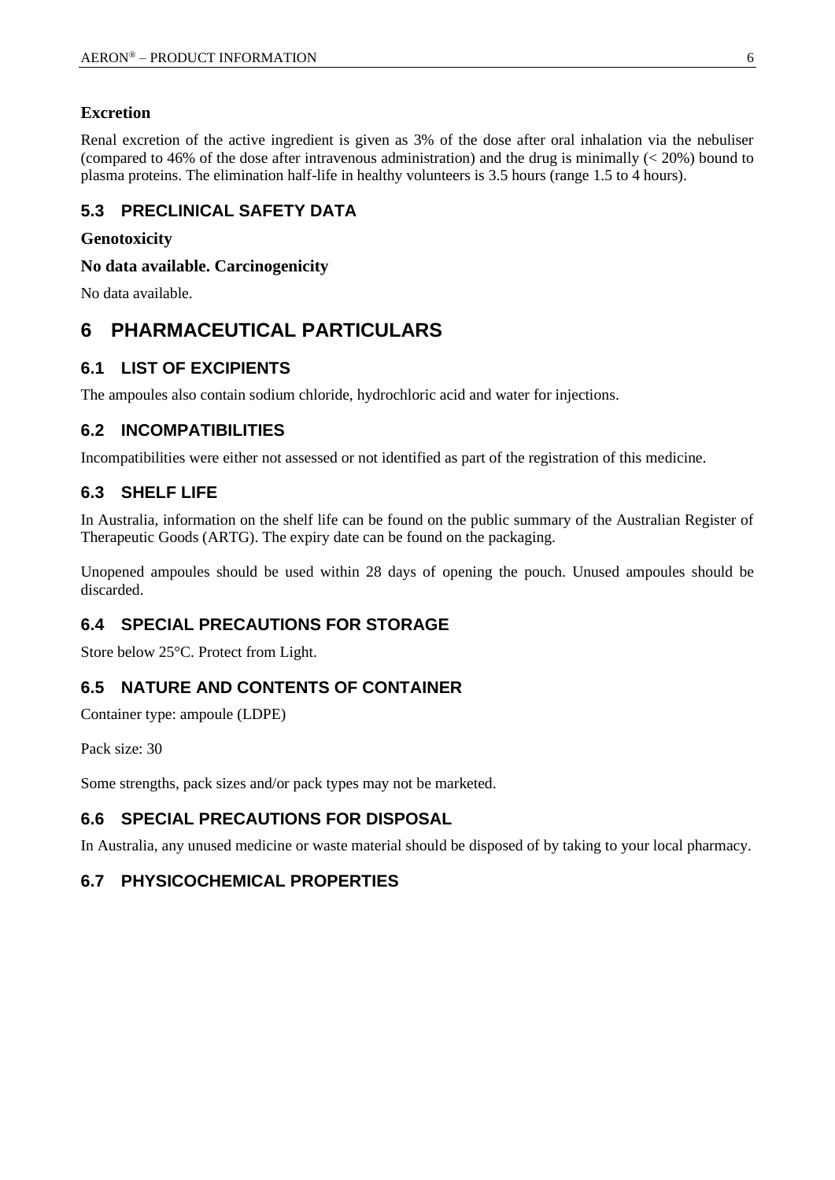### Excretion

Renal excretion of the active ingredient is given as 3% of the dose after oral inhalation via the nebuliser (compared to 46% of the dose after intravenous administration) and the drug is minimally (< 20%) bound to plasma proteins. The elimination half-life in healthy volunteers is 3.5 hours (range 1.5 to 4 hours).

## 5.3 PRECLINICAL SAFETY DATA

**Genotoxicity**

**No data available. Carcinogenicity**

No data available.

# 6 PHARMACEUTICAL PARTICULARS

## 6.1 LIST OF EXCIPIENTS

The ampoules also contain sodium chloride, hydrochloric acid and water for injections.

## 6.2 INCOMPATIBILITIES

Incompatibilities were either not assessed or not identified as part of the registration of this medicine.

## 6.3 SHELF LIFE

In Australia, information on the shelf life can be found on the public summary of the Australian Register of Therapeutic Goods (ARTG). The expiry date can be found on the packaging.

Unopened ampoules should be used within 28 days of opening the pouch. Unused ampoules should be discarded.

## 6.4 SPECIAL PRECAUTIONS FOR STORAGE

Store below 25°C. Protect from Light.

## 6.5 NATURE AND CONTENTS OF CONTAINER

Container type: ampoule (LDPE)

Pack size: 30

Some strengths, pack sizes and/or pack types may not be marketed.

## 6.6 SPECIAL PRECAUTIONS FOR DISPOSAL

In Australia, any unused medicine or waste material should be disposed of by taking to your local pharmacy.

## 6.7 PHYSICOCHEMICAL PROPERTIES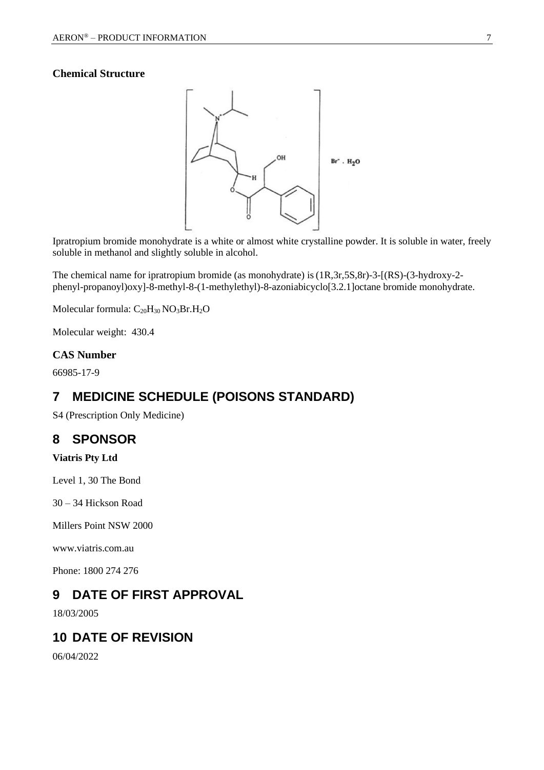**Chemical Structure**

Ipratropium bromide monohydrate is a white or almost white crystalline powder. It is soluble in water, freely soluble in methanol and slightly soluble in alcohol.

The chemical name for ipratropium bromide (as monohydrate) is (1R,3r,5S,8r)-3-[(RS)-(3-hydroxy-2-phenyl-propanoyl)oxy]-8-methyl-8-(1-methylethyl)-8-azoniabicyclo[3.2.1]octane bromide monohydrate.

Molecular formula: $C_{20}H_{30}NO_3Br.H_2O$

Molecular weight: 430.4

**CAS Number**

66985-17-9

## 7 MEDICINE SCHEDULE (POISONS STANDARD)

S4 (Prescription Only Medicine)

## 8 SPONSOR

**Viatris Pty Ltd**

Level 1, 30 The Bond

30 – 34 Hickson Road

Millers Point NSW 2000

www.viatris.com.au

Phone: 1800 274 276

## 9 DATE OF FIRST APPROVAL

18/03/2005

## 10 DATE OF REVISION

06/04/2022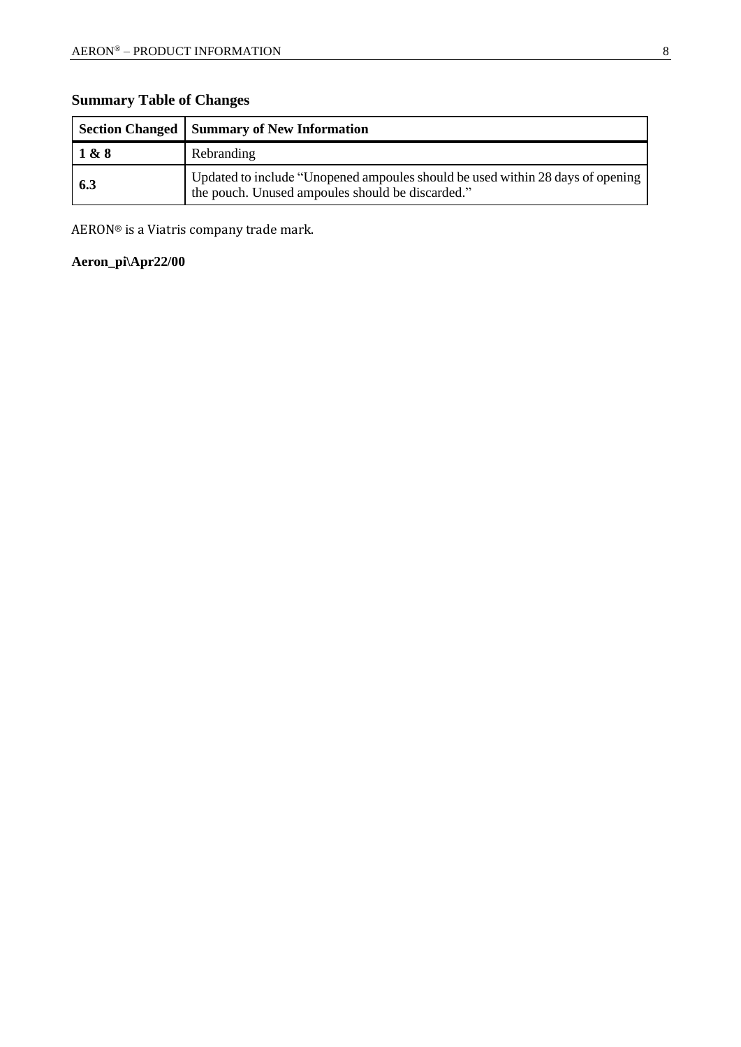## Summary Table of Changes

| Section Changed | Summary of New Information |
|---|---|
| **1 & 8** | Rebranding |
| **6.3** | Updated to include "Unopened ampoules should be used within 28 days of opening the pouch. Unused ampoules should be discarded." |

AERON® is a Viatris company trade mark.

**Aeron_pi\Apr22/00**